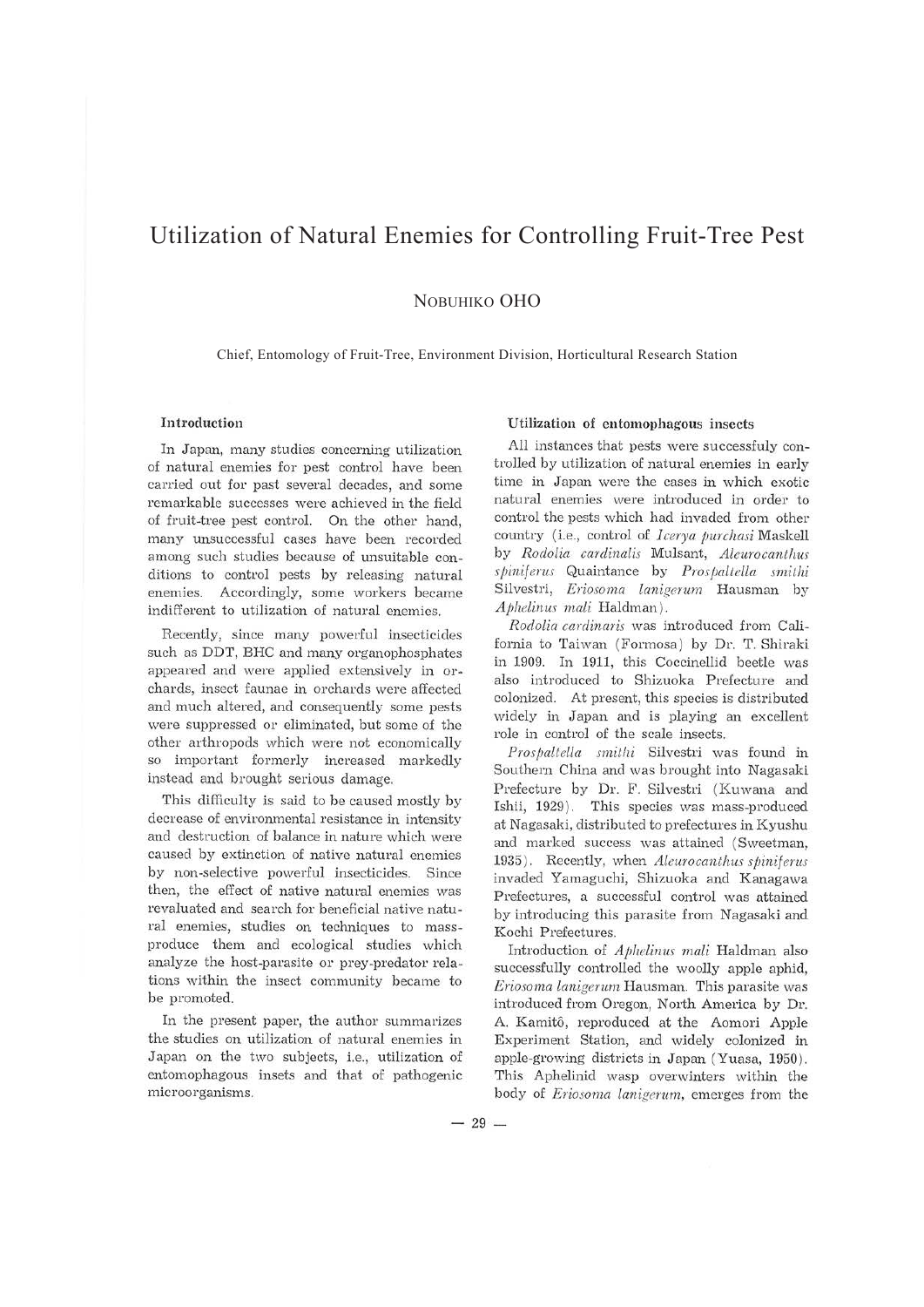# Utilization of Natural Enemies for Controlling Fruit-Tree Pest

NOBUHIKO OHO

Chief, Entomology of Fruit-Tree, Environment Division, Horticultural Research Station

### Introduction

In Japan, many studies concerning utilization of natural enemies for pest control have been carried out for past several decades, and some remarkable successes were achieved in the field of fruit-tree pest control. On the other hand, many unsuccessful cases have been recorded among such studies because of unsuitable conditions to control pests by releasing natural enemies. Accordingly, some workers became indifferent to utilization of natural enemies.

Recently, since many powerful insecticides such as DDT, BHC and many organophosphates appeared and were applied extensively in orchards, insect faunae in orchards were affected and much altered, and consequently some pests were suppressed or eliminated, but some of the other arthropods which were not economically so important formerly increased markedly instead and brought serious damage.

This difficulty is said to be caused mostly by decrease of environmental resistance in intensity and destruction of balance in nature which were caused by extinction of native natural enemies by non-selective powerful insecticides. Since then, the effect of native natural enemies was revaluated and search for beneficial native natural enemies, studies on techniques to mass-produce them and ecological studies which analyze the host-parasite or prey-predator relations within the insect community became to be promoted.

In the present paper, the author summarizes the studies on utilization of natural enemies in Japan on the two subjects, i.e., utilization of entomophagous insets and that of pathogenic microorganisms.

### Utilization of entomophagous insects

All instances that pests were successfuly controlled by utilization of natural enemies in early time in Japan were the cases in which exotic natural enemies were introduced in order to control the pests which had invaded from other country (i.e., control of *Icerya purchasi* Maskell by *Rodolia cardinalis* Mulsant, *Aleurocanthus spiniferus* Quaintance by *Prospaltella smithi* Silvestri, *Eriosoma lanigerum* Hausman by *Aphelinus mali* Haldman).

*Rodolia cardinaris* was introduced from California to Taiwan (Formosa) by Dr. T. Shiraki in 1909. In 1911, this Coccinellid beetle was also introduced to Shizuoka Prefecture and colonized. At present, this species is distributed widely in Japan and is playing an excellent role in control of the scale insects.

*Prospaltella smithi* Silvestri was found in Southern China and was brought into Nagasaki Prefecture by Dr. F. Silvestri (Kuwana and Ishii, 1929). This species was mass-produced at Nagasaki, distributed to prefectures in Kyushu and marked success was attained (Sweetman, 1935). Recently, when *Aleurocanthus spiniferus* invaded Yamaguchi, Shizuoka and Kanagawa Prefectures, a successful control was attained by introducing this parasite from Nagasaki and Kochi Prefectures.

Introduction of *Aphelinus mali* Haldman also successfully controlled the woolly apple aphid, *Eriosoma lanigerum* Hausman. This parasite was introduced from Oregon, North America by Dr. A. Kamitô, reproduced at the Aomori Apple Experiment Station, and widely colonized in apple-growing districts in Japan (Yuasa, 1950). This Aphelinid wasp overwinters within the body of *Eriosoma lanigerum*, emerges from the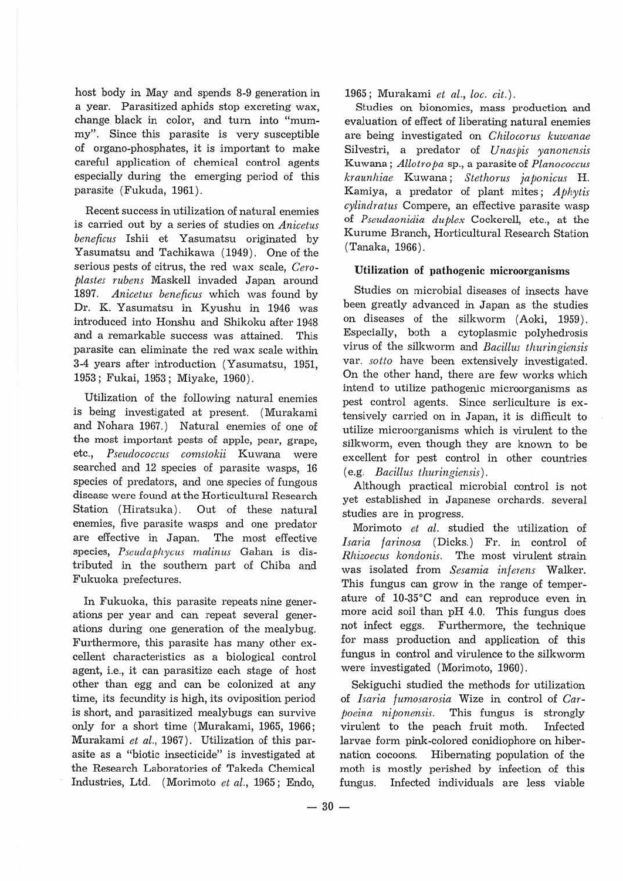host body in May and spends 8-9 generation in a year. Parasitized aphids stop excreting wax, change black in color, and turn into "mummy". Since this parasite is very susceptible of organo-phosphates, it is important to make careful application of chemical control agents especially during the emerging period of this parasite (Fukuda, 1961).

Recent success in utilization of natural enemies is carried out by a series of studies on *Anicetus beneficus* Ishii et Yasumatsu originated by Yasumatsu and Tachikawa (1949). One of the serious pests of citrus, the red wax scale, *Ceroplastes rubens* Maskell invaded Japan around 1897. *Anicetus beneficus* which was found by Dr. K. Yasumatsu in Kyushu in 1946 was introduced into Honshu and Shikoku after 1948 and a remarkable success was attained. This parasite can eliminate the red wax scale within 3-4 years after introduction (Yasumatsu, 1951, 1953; Fukai, 1953; Miyake, 1960).

Utilization of the following natural enemies is being investigated at present. (Murakami and Nohara 1967.) Natural enemies of one of the most important pests of apple, pear, grape, etc., *Pseudococcus comstokii* Kuwana were searched and 12 species of parasite wasps, 16 species of predators, and one species of fungous disease were found at the Horticultural Research Station (Hiratsuka). Out of these natural enemies, five parasite wasps and one predator are effective in Japan. The most effective species, *Pseudaphycus malinus* Gahan is distributed in the southern part of Chiba and Fukuoka prefectures.

In Fukuoka, this parasite repeats nine generations per year and can repeat several generations during one generation of the mealybug. Furthermore, this parasite has many other excellent characteristics as a biological control agent, i.e., it can parasitize each stage of host other than egg and can be colonized at any time, its fecundity is high, its oviposition period is short, and parasitized mealybugs can survive only for a short time (Murakami, 1965, 1966; Murakami *et al.*, 1967). Utilization of this parasite as a "biotic insecticide" is investigated at the Research Laboratories of Takeda Chemical Industries, Ltd. (Morimoto *et al.*, 1965; Endo, 1965; Murakami *et al.*, *loc. cit.*).

Studies on bionomics, mass production and evaluation of effect of liberating natural enemies are being investigated on *Chilocorus kuwanae* Silvestri, a predator of *Unaspis yanonensis* Kuwana; *Allotropa* sp., a parasite of *Planococcus kraunhiae* Kuwana; *Stethorus japonicus* H. Kamiya, a predator of plant mites; *Aphytis cylindratus* Compere, an effective parasite wasp of *Pseudaonidia duplex* Cockerell, etc., at the Kurume Branch, Horticultural Research Station (Tanaka, 1966).

### Utilization of pathogenic microorganisms

Studies on microbial diseases of insects have been greatly advanced in Japan as the studies on diseases of the silkworm (Aoki, 1959). Especially, both a cytoplasmic polyhedrosis virus of the silkworm and *Bacillus thuringiensis* var. *sotto* have been extensively investigated. On the other hand, there are few works which intend to utilize pathogenic microorganisms as pest control agents. Since serliculture is extensively carried on in Japan, it is difficult to utilize microorganisms which is virulent to the silkworm, even though they are known to be excellent for pest control in other countries (e.g. *Bacillus thuringiensis*).

Although practical microbial control is not yet established in Japanese orchards. several studies are in progress.

Morimoto *et al.* studied the utilization of *Isaria farinosa* (Dicks.) Fr. in control of *Rhizoecus kondonis*. The most virulent strain was isolated from *Sesamia inferens* Walker. This fungus can grow in the range of temperature of 10-35°C and can reproduce even in more acid soil than pH 4.0. This fungus does not infect eggs. Furthermore, the technique for mass production and application of this fungus in control and virulence to the silkworm were investigated (Morimoto, 1960).

Sekiguchi studied the methods for utilization of *Isaria fumosarosia* Wize in control of *Carpoeina niponensis*. This fungus is strongly virulent to the peach fruit moth. Infected larvae form pink-colored conidiophore on hibernation cocoons. Hibernating population of the moth is mostly perished by infection of this fungus. Infected individuals are less viable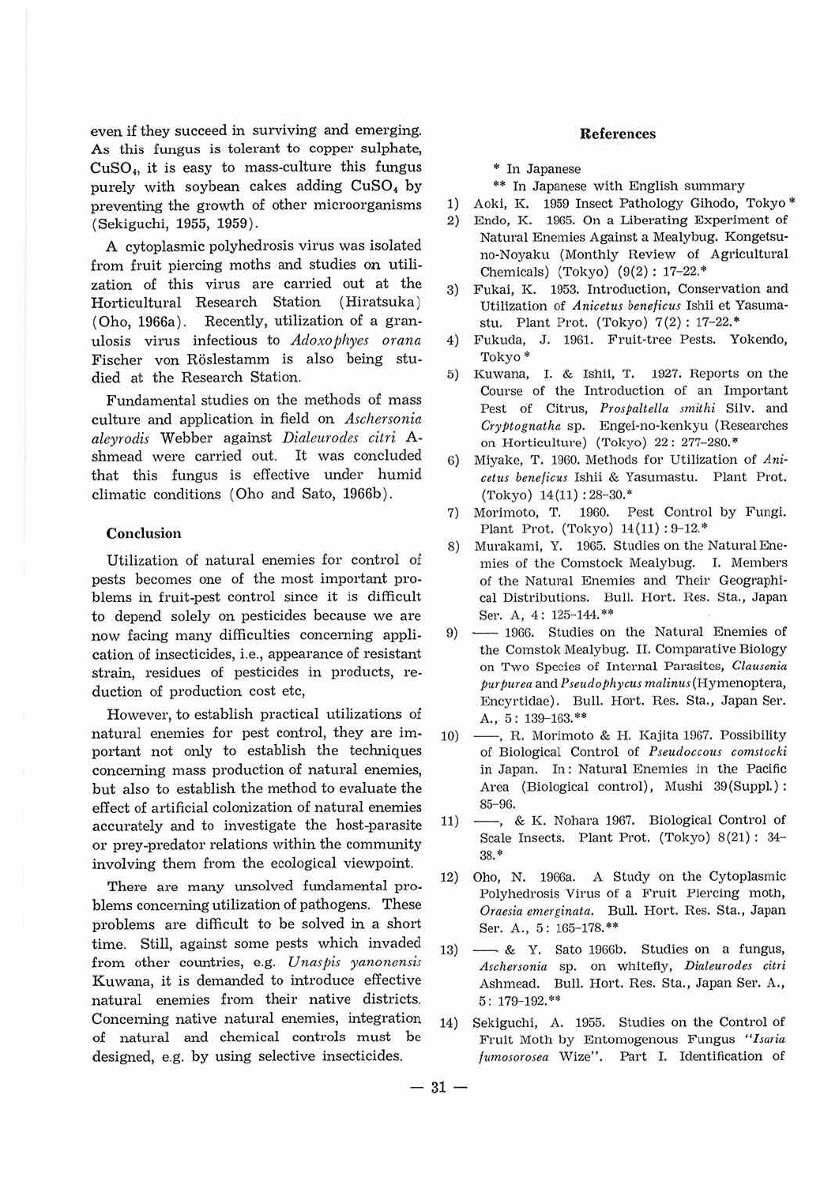even if they succeed in surviving and emerging. As this fungus is tolerant to copper sulphate, $CuSO_4$, it is easy to mass-culture this fungus purely with soybean cakes adding $CuSO_4$ by preventing the growth of other microorganisms (Sekiguchi, 1955, 1959).

A cytoplasmic polyhedrosis virus was isolated from fruit piercing moths and studies on utilization of this virus are carried out at the Horticultural Research Station (Hiratsuka) (Oho, 1966a). Recently, utilization of a granulosis virus infectious to *Adoxophyes orana* Fischer von Röslestamm is also being studied at the Research Station.

Fundamental studies on the methods of mass culture and application in field on *Aschersonia aleyrodis* Webber against *Dialeurodes citri* Ashmead were carried out. It was concluded that this fungus is effective under humid climatic conditions (Oho and Sato, 1966b).

### Conclusion

Utilization of natural enemies for control of pests becomes one of the most important problems in fruit-pest control since it is difficult to depend solely on pesticides because we are now facing many difficulties concerning application of insecticides, i.e., appearance of resistant strain, residues of pesticides in products, reduction of production cost etc,

However, to establish practical utilizations of natural enemies for pest control, they are important not only to establish the techniques concerning mass production of natural enemies, but also to establish the method to evaluate the effect of artificial colonization of natural enemies accurately and to investigate the host-parasite or prey-predator relations within the community involving them from the ecological viewpoint.

There are many unsolved fundamental problems concerning utilization of pathogens. These problems are difficult to be solved in a short time. Still, against some pests which invaded from other countries, e.g. *Unaspis yanonensis* Kuwana, it is demanded to introduce effective natural enemies from their native districts. Concerning native natural enemies, integration of natural and chemical controls must be designed, e.g. by using selective insecticides.

### References

\* In Japanese
\*\* In Japanese with English summary

1) Aoki, K. 1959 Insect Pathology Gihodo, Tokyo *
2) Endo, K. 1965. On a Liberating Experiment of Natural Enemies Against a Mealybug. Kongetsu-no-Noyaku (Monthly Review of Agricultural Chemicals) (Tokyo) (9(2) : 17–22.*
3) Fukai, K. 1953. Introduction, Conservation and Utilization of *Anicetus beneficus* Ishii et Yasumastu. Plant Prot. (Tokyo) 7(2) : 17–22.*
4) Fukuda, J. 1961. Fruit-tree Pests. Yokendo, Tokyo *
5) Kuwana, I. & Ishii, T. 1927. Reports on the Course of the Introduction of an Important Pest of Citrus, *Prospaltella smithi* Silv. and *Cryptognatha* sp. Engei-no-kenkyu (Researches on Horticulture) (Tokyo) 22 : 277–280.*
6) Miyake, T. 1960. Methods for Utilization of *Anicetus beneficus* Ishii & Yasumastu. Plant Prot. (Tokyo) 14(11) : 28–30.*
7) Morimoto, T. 1960. Pest Control by Fungi. Plant Prot. (Tokyo) 14(11) : 9–12.*
8) Murakami, Y. 1965. Studies on the Natural Enemies of the Comstock Mealybug. I. Members of the Natural Enemies and Their Geographical Distributions. Bull. Hort. Res. Sta., Japan Ser. A, 4 : 125–144.**
9) —— 1966. Studies on the Natural Enemies of the Comstok Mealybug. II. Comparative Biology on Two Species of Internal Parasites, *Clausenia purpurea* and *Pseudophycus malinus* (Hymenoptera, Encyrtidae). Bull. Hort. Res. Sta., Japan Ser. A., 5 : 139–163.**
10) ——, R. Morimoto & H. Kajita 1967. Possibility of Biological Control of *Pseudoccous comstocki* in Japan. In: Natural Enemies in the Pacific Area (Biological control), Mushi 39(Suppl.) : 85–96.
11) ——, & K. Nohara 1967. Biological Control of Scale Insects. Plant Prot. (Tokyo) 8(21) : 34–38.*
12) Oho, N. 1966a. A Study on the Cytoplasmic Polyhedrosis Virus of a Fruit Piercing moth, *Oraesia emerginata*. Bull. Hort. Res. Sta., Japan Ser. A., 5 : 165–178.**
13) —— & Y. Sato 1966b. Studies on a fungus, *Aschersonia* sp. on whitefly, *Dialeurodes citri* Ashmead. Bull. Hort. Res. Sta., Japan Ser. A., 5 : 179–192.**
14) Sekiguchi, A. 1955. Studies on the Control of Fruit Moth by Entomogenous Fungus "*Isaria fumosorosea* Wize". Part I. Identification of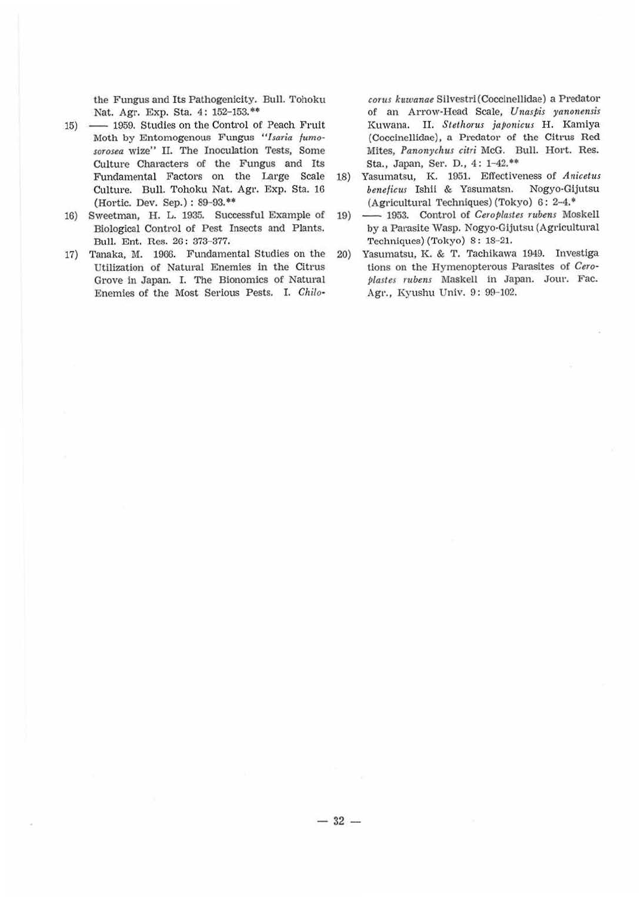the Fungus and Its Pathogenicity. Bull. Tohoku Nat. Agr. Exp. Sta. 4: 152-153.**

15) —— 1959. Studies on the Control of Peach Fruit Moth by Entomogenous Fungus "*Isaria fumosorosea* wize" II. The Inoculation Tests, Some Culture Characters of the Fungus and Its Fundamental Factors on the Large Scale Culture. Bull. Tohoku Nat. Agr. Exp. Sta. 16 (Hortic. Dev. Sep.) : 89-93.**

16) Sweetman, H. L. 1935. Successful Example of Biological Control of Pest Insects and Plants. Bull. Ent. Res. 26: 373-377.

17) Tanaka, M. 1966. Fundamental Studies on the Utilization of Natural Enemies in the Citrus Grove in Japan. I. The Bionomics of Natural Enemies of the Most Serious Pests. I. *Chilocorus kuwanae* Silvestri (Coccinellidae) a Predator of an Arrow-Head Scale, *Unaspis yanonensis* Kuwana. II. *Stethorus japonicus* H. Kamiya (Coccinellidae), a Predator of the Citrus Red Mites, *Panonychus citri* McG. Bull. Hort. Res. Sta., Japan, Ser. D., 4: 1-42.**

18) Yasumatsu, K. 1951. Effectiveness of *Anicetus beneficus* Ishii & Yasumatsn. Nogyo-Gijutsu (Agricultural Techniques) (Tokyo) 6: 2-4.*

19) —— 1953. Control of *Ceroplastes rubens* Moskell by a Parasite Wasp. Nogyo-Gijutsu (Agricultural Techniques) (Tokyo) 8: 18-21.

20) Yasumatsu, K. & T. Tachikawa 1949. Investigations on the Hymenopterous Parasites of *Ceroplastes rubens* Maskell in Japan. Jour. Fac. Agr., Kyushu Univ. 9: 99-102.